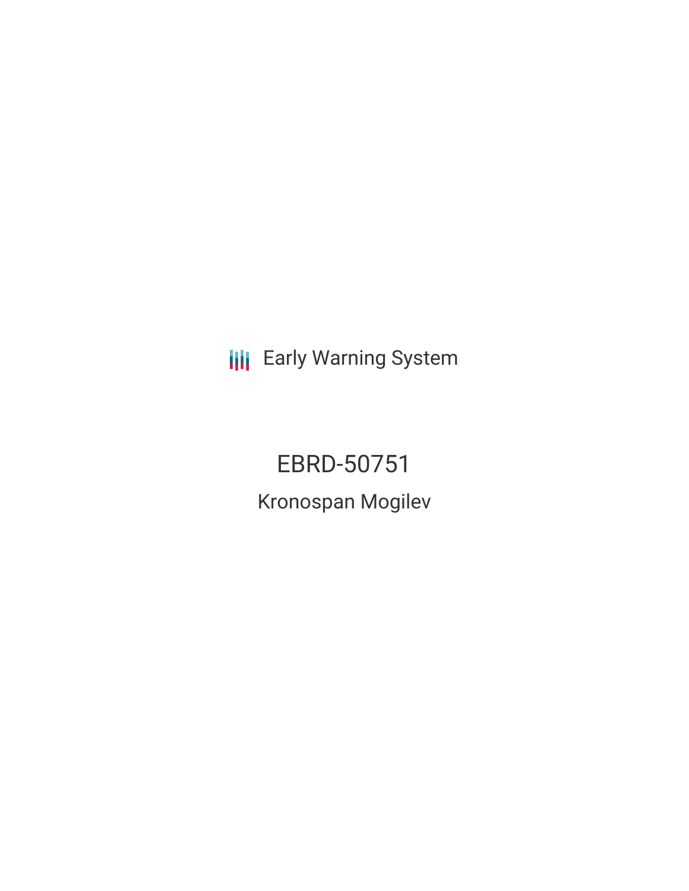Early Warning System

# EBRD-50751

## Kronospan Mogilev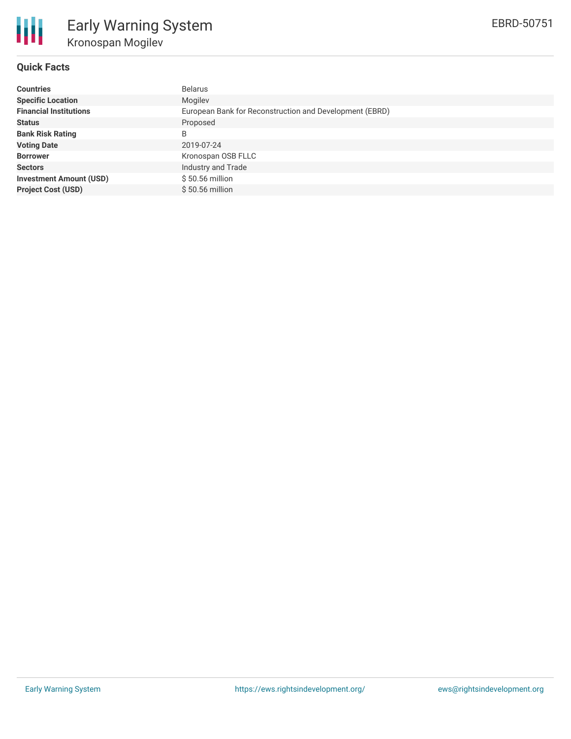# Early Warning System

## Kronospan Mogilev

EBRD-50751

### Quick Facts

| | |
|---|---|
| **Countries** | Belarus |
| **Specific Location** | Mogilev |
| **Financial Institutions** | European Bank for Reconstruction and Development (EBRD) |
| **Status** | Proposed |
| **Bank Risk Rating** | B |
| **Voting Date** | 2019-07-24 |
| **Borrower** | Kronospan OSB FLLC |
| **Sectors** | Industry and Trade |
| **Investment Amount (USD)** | $ 50.56 million |
| **Project Cost (USD)** | $ 50.56 million |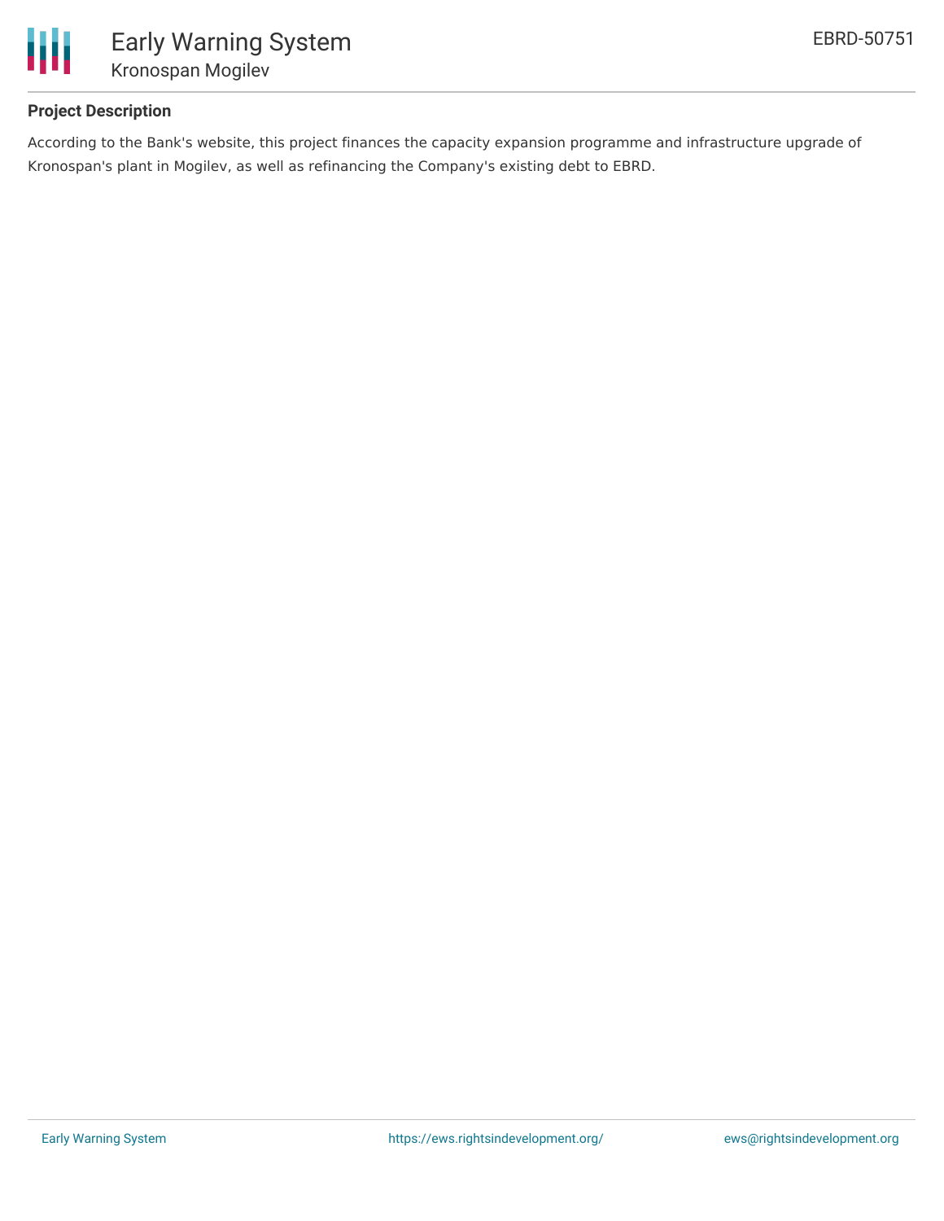### Project Description

According to the Bank's website, this project finances the capacity expansion programme and infrastructure upgrade of Kronospan's plant in Mogilev, as well as refinancing the Company's existing debt to EBRD.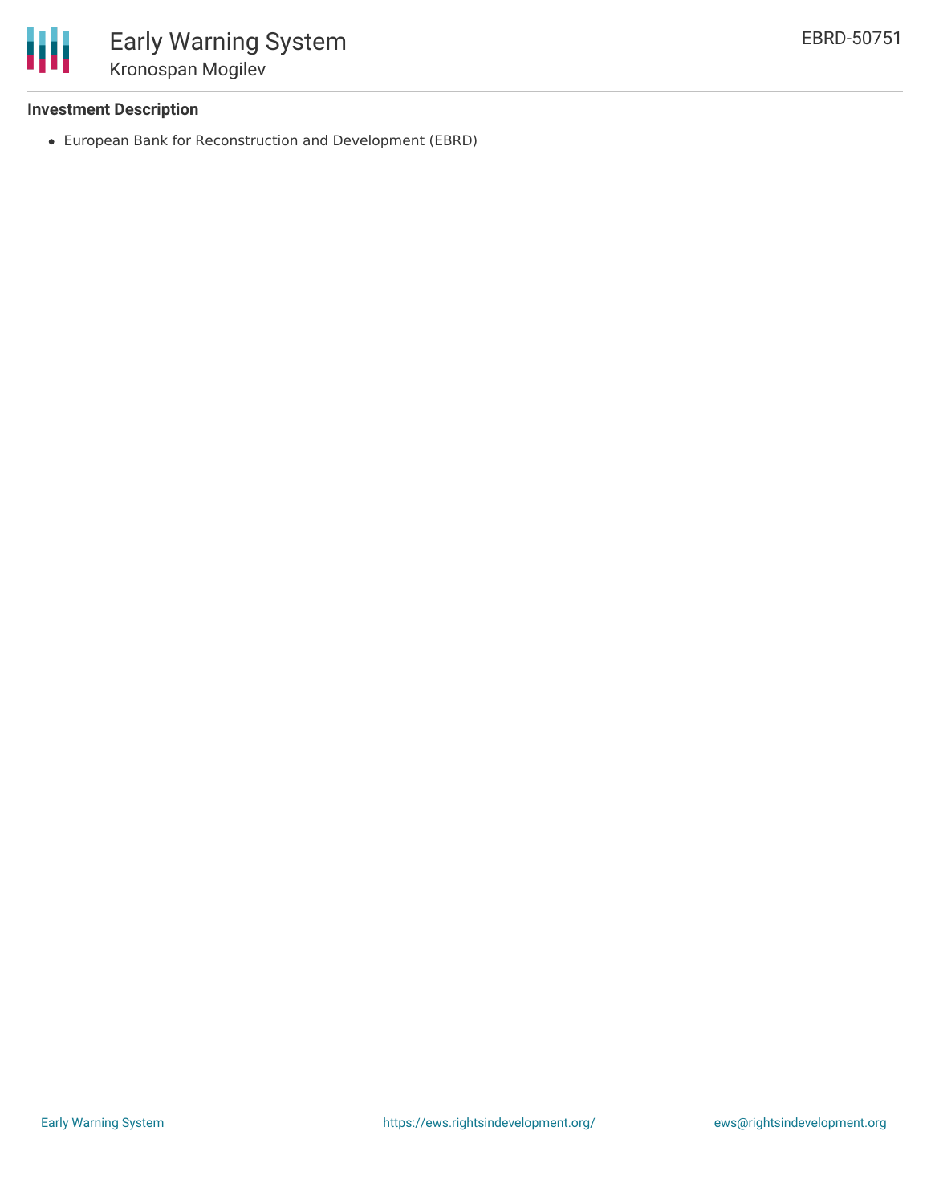### Investment Description

- European Bank for Reconstruction and Development (EBRD)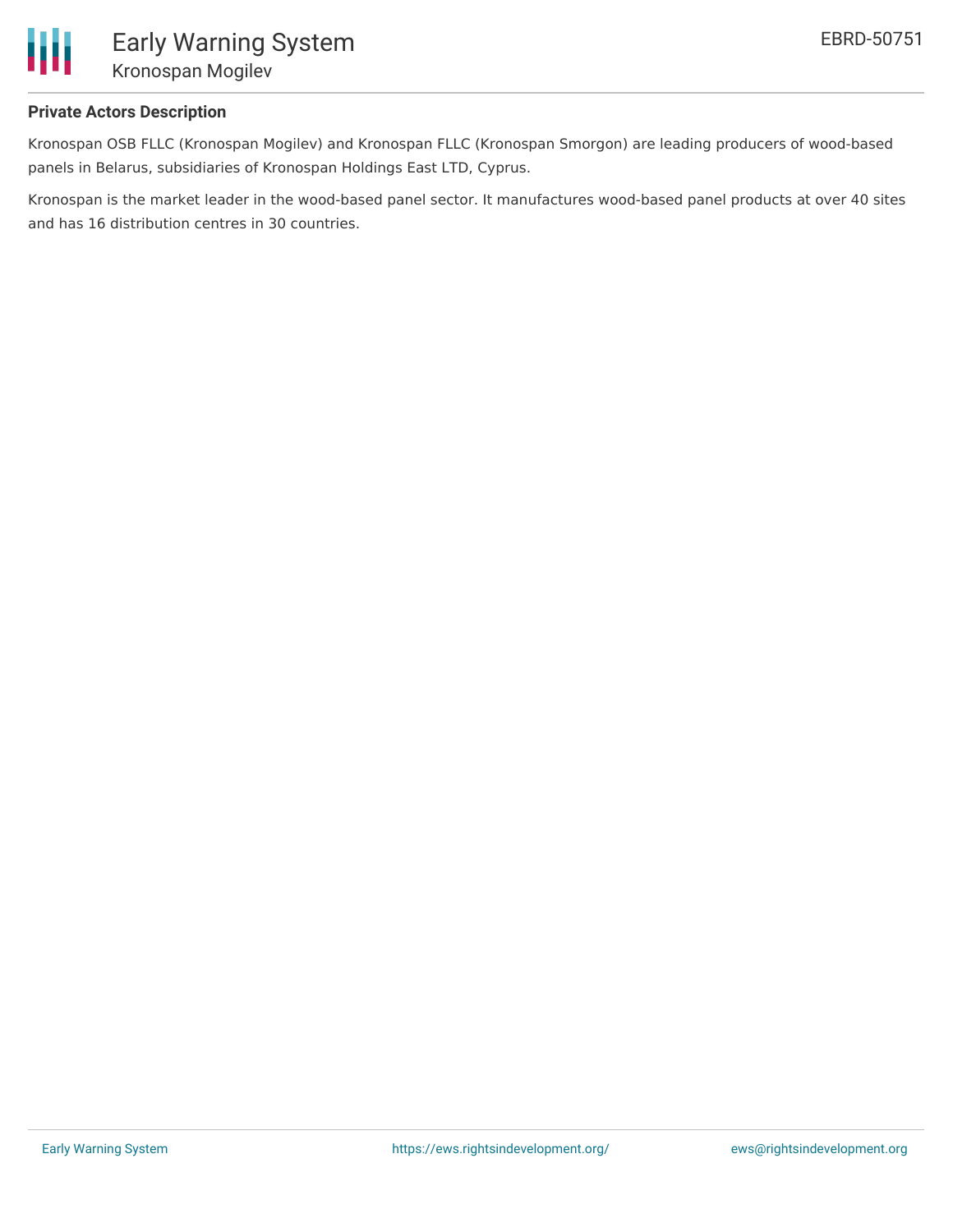### Private Actors Description

Kronospan OSB FLLC (Kronospan Mogilev) and Kronospan FLLC (Kronospan Smorgon) are leading producers of wood-based panels in Belarus, subsidiaries of Kronospan Holdings East LTD, Cyprus.

Kronospan is the market leader in the wood-based panel sector. It manufactures wood-based panel products at over 40 sites and has 16 distribution centres in 30 countries.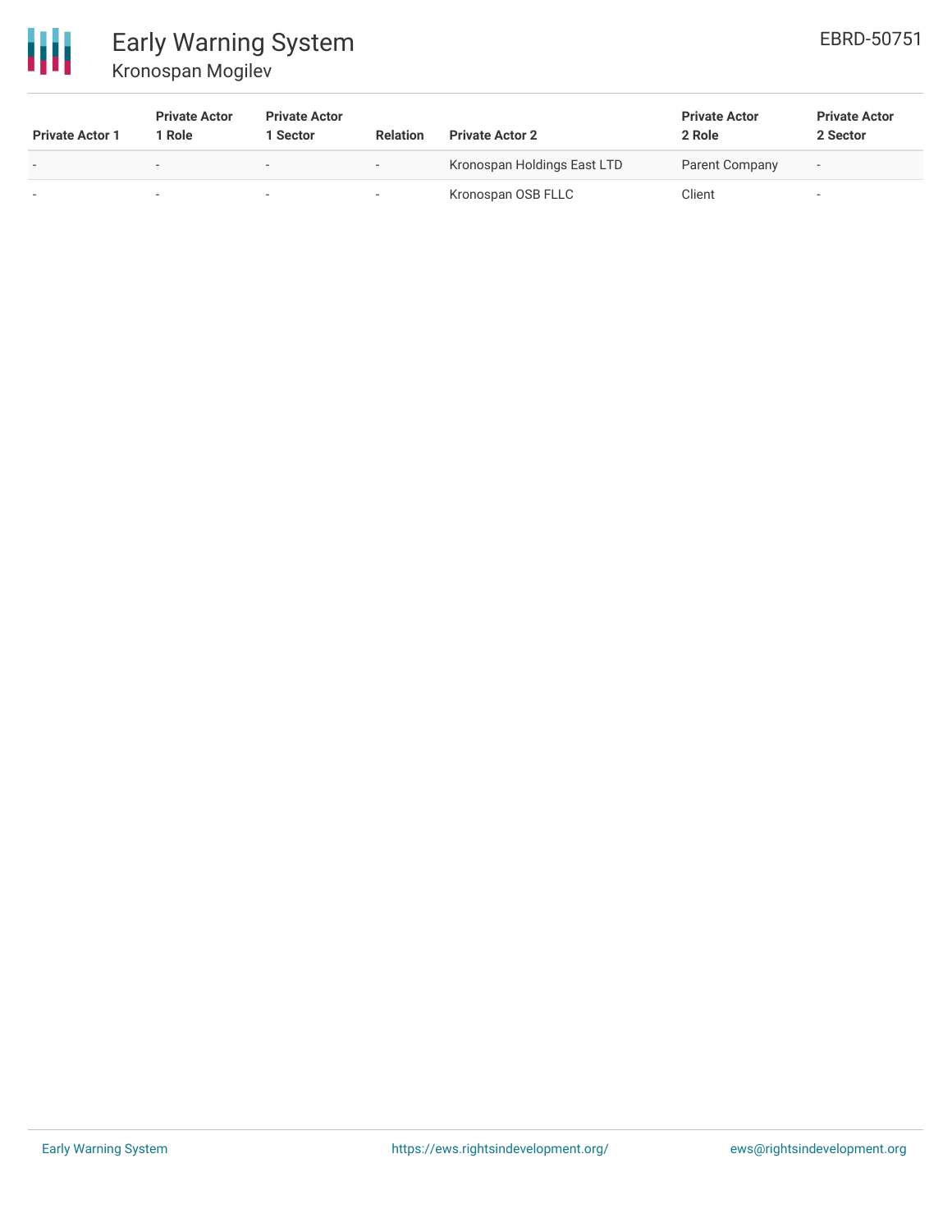| Private Actor 1 | Private Actor 1 Role | Private Actor 1 Sector | Relation | Private Actor 2 | Private Actor 2 Role | Private Actor 2 Sector |
|---|---|---|---|---|---|---|
| - | - | - | - | Kronospan Holdings East LTD | Parent Company | - |
| - | - | - | - | Kronospan OSB FLLC | Client | - |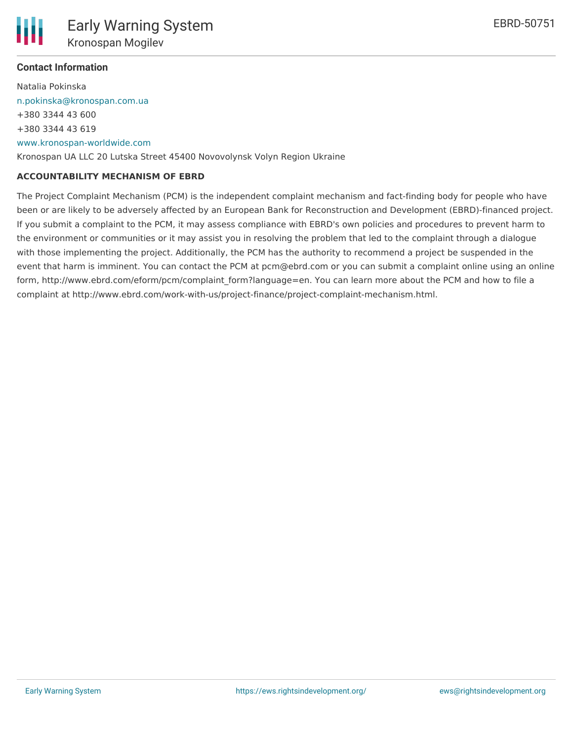**Contact Information**

Natalia Pokinska
n.pokinska@kronospan.com.ua
+380 3344 43 600
+380 3344 43 619
www.kronospan-worldwide.com
Kronospan UA LLC 20 Lutska Street 45400 Novovolynsk Volyn Region Ukraine

**ACCOUNTABILITY MECHANISM OF EBRD**

The Project Complaint Mechanism (PCM) is the independent complaint mechanism and fact-finding body for people who have been or are likely to be adversely affected by an European Bank for Reconstruction and Development (EBRD)-financed project. If you submit a complaint to the PCM, it may assess compliance with EBRD's own policies and procedures to prevent harm to the environment or communities or it may assist you in resolving the problem that led to the complaint through a dialogue with those implementing the project. Additionally, the PCM has the authority to recommend a project be suspended in the event that harm is imminent. You can contact the PCM at pcm@ebrd.com or you can submit a complaint online using an online form, http://www.ebrd.com/eform/pcm/complaint_form?language=en. You can learn more about the PCM and how to file a complaint at http://www.ebrd.com/work-with-us/project-finance/project-complaint-mechanism.html.